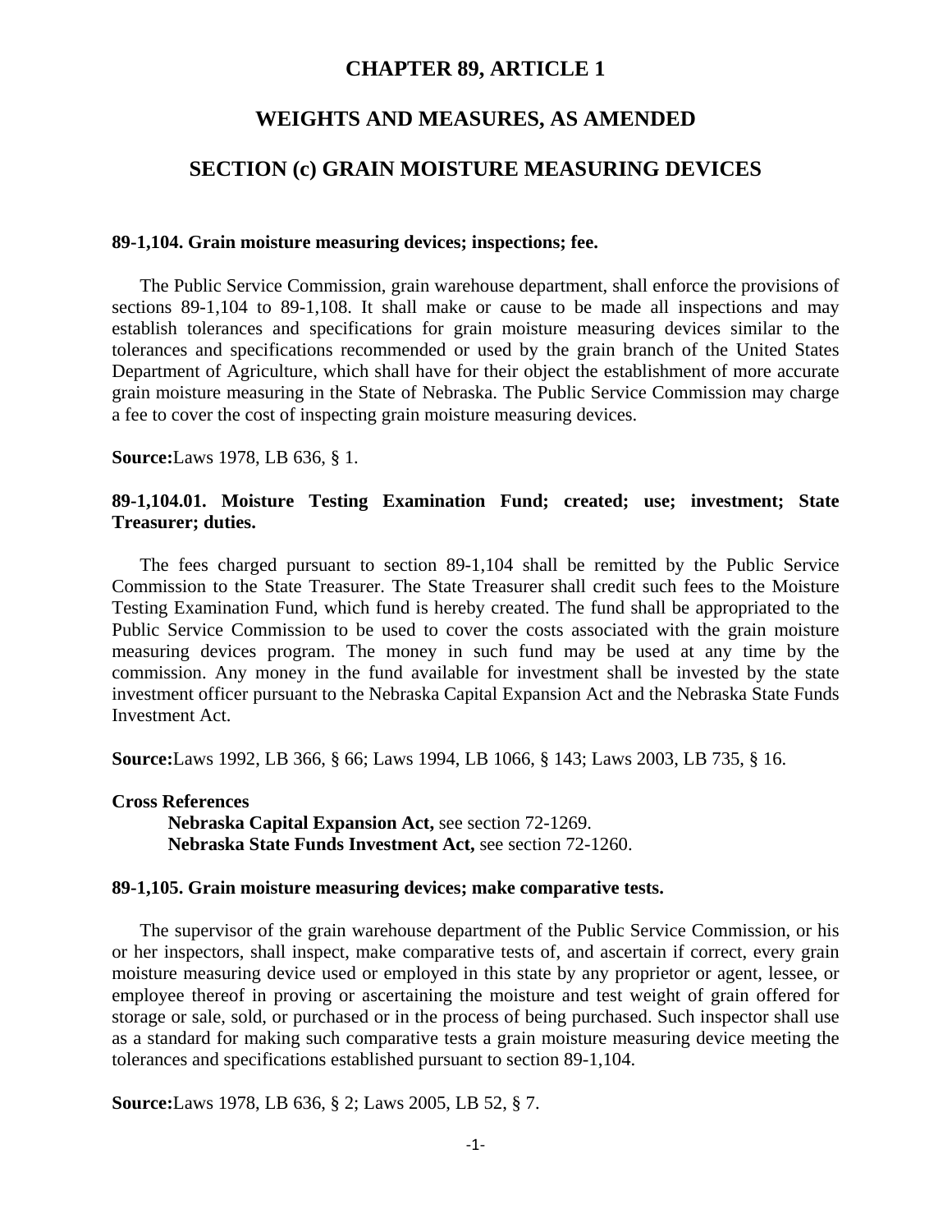# CHAPTER 89, ARTICLE 1

## WEIGHTS AND MEASURES, AS AMENDED

## SECTION (c) GRAIN MOISTURE MEASURING DEVICES

**89-1,104. Grain moisture measuring devices; inspections; fee.**

The Public Service Commission, grain warehouse department, shall enforce the provisions of sections 89-1,104 to 89-1,108. It shall make or cause to be made all inspections and may establish tolerances and specifications for grain moisture measuring devices similar to the tolerances and specifications recommended or used by the grain branch of the United States Department of Agriculture, which shall have for their object the establishment of more accurate grain moisture measuring in the State of Nebraska. The Public Service Commission may charge a fee to cover the cost of inspecting grain moisture measuring devices.

**Source:**Laws 1978, LB 636, § 1.

**89-1,104.01. Moisture Testing Examination Fund; created; use; investment; State Treasurer; duties.**

The fees charged pursuant to section 89-1,104 shall be remitted by the Public Service Commission to the State Treasurer. The State Treasurer shall credit such fees to the Moisture Testing Examination Fund, which fund is hereby created. The fund shall be appropriated to the Public Service Commission to be used to cover the costs associated with the grain moisture measuring devices program. The money in such fund may be used at any time by the commission. Any money in the fund available for investment shall be invested by the state investment officer pursuant to the Nebraska Capital Expansion Act and the Nebraska State Funds Investment Act.

**Source:**Laws 1992, LB 366, § 66; Laws 1994, LB 1066, § 143; Laws 2003, LB 735, § 16.

**Cross References**

**Nebraska Capital Expansion Act,** see section 72-1269.
**Nebraska State Funds Investment Act,** see section 72-1260.

**89-1,105. Grain moisture measuring devices; make comparative tests.**

The supervisor of the grain warehouse department of the Public Service Commission, or his or her inspectors, shall inspect, make comparative tests of, and ascertain if correct, every grain moisture measuring device used or employed in this state by any proprietor or agent, lessee, or employee thereof in proving or ascertaining the moisture and test weight of grain offered for storage or sale, sold, or purchased or in the process of being purchased. Such inspector shall use as a standard for making such comparative tests a grain moisture measuring device meeting the tolerances and specifications established pursuant to section 89-1,104.

**Source:**Laws 1978, LB 636, § 2; Laws 2005, LB 52, § 7.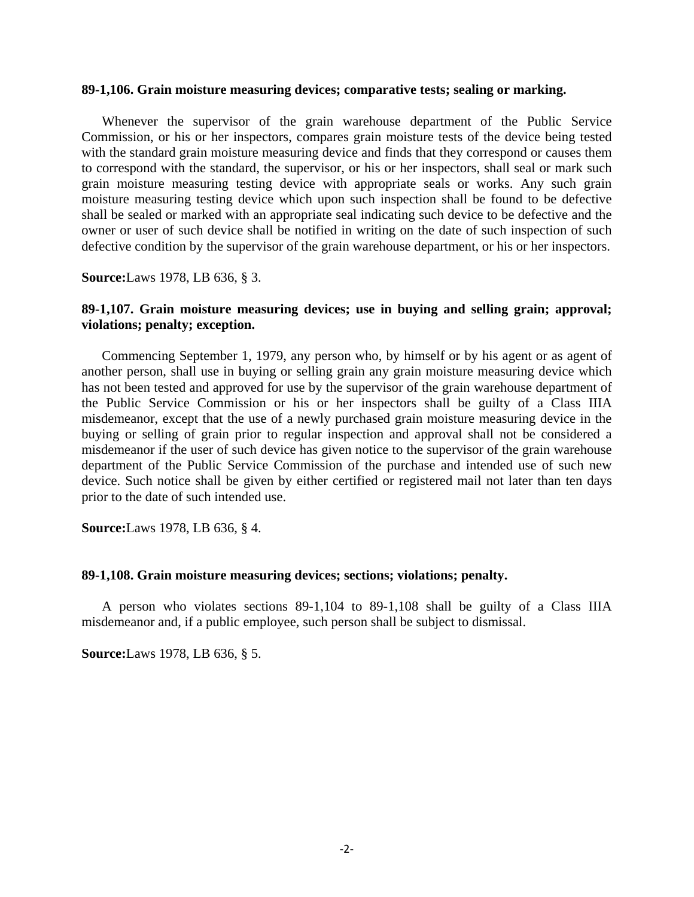**89-1,106. Grain moisture measuring devices; comparative tests; sealing or marking.**

Whenever the supervisor of the grain warehouse department of the Public Service Commission, or his or her inspectors, compares grain moisture tests of the device being tested with the standard grain moisture measuring device and finds that they correspond or causes them to correspond with the standard, the supervisor, or his or her inspectors, shall seal or mark such grain moisture measuring testing device with appropriate seals or works. Any such grain moisture measuring testing device which upon such inspection shall be found to be defective shall be sealed or marked with an appropriate seal indicating such device to be defective and the owner or user of such device shall be notified in writing on the date of such inspection of such defective condition by the supervisor of the grain warehouse department, or his or her inspectors.

**Source:**Laws 1978, LB 636, § 3.

**89-1,107. Grain moisture measuring devices; use in buying and selling grain; approval; violations; penalty; exception.**

Commencing September 1, 1979, any person who, by himself or by his agent or as agent of another person, shall use in buying or selling grain any grain moisture measuring device which has not been tested and approved for use by the supervisor of the grain warehouse department of the Public Service Commission or his or her inspectors shall be guilty of a Class IIIA misdemeanor, except that the use of a newly purchased grain moisture measuring device in the buying or selling of grain prior to regular inspection and approval shall not be considered a misdemeanor if the user of such device has given notice to the supervisor of the grain warehouse department of the Public Service Commission of the purchase and intended use of such new device. Such notice shall be given by either certified or registered mail not later than ten days prior to the date of such intended use.

**Source:**Laws 1978, LB 636, § 4.

**89-1,108. Grain moisture measuring devices; sections; violations; penalty.**

A person who violates sections 89-1,104 to 89-1,108 shall be guilty of a Class IIIA misdemeanor and, if a public employee, such person shall be subject to dismissal.

**Source:**Laws 1978, LB 636, § 5.